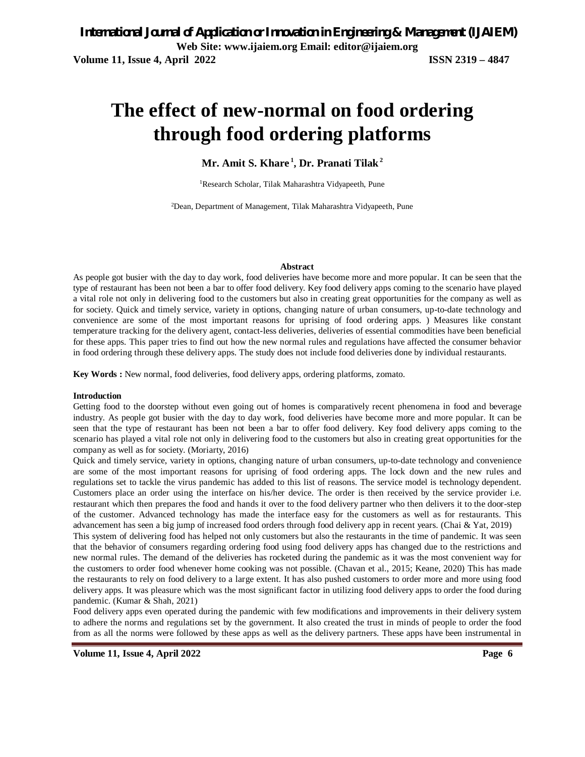# The effect of new-normal on food ordering through food ordering platforms

**Mr. Amit S. Khare [1], Dr. Pranati Tilak [2]**

[1]Research Scholar, Tilak Maharashtra Vidyapeeth, Pune

[2]Dean, Department of Management, Tilak Maharashtra Vidyapeeth, Pune

**Abstract**

As people got busier with the day to day work, food deliveries have become more and more popular. It can be seen that the type of restaurant has been not been a bar to offer food delivery. Key food delivery apps coming to the scenario have played a vital role not only in delivering food to the customers but also in creating great opportunities for the company as well as for society. Quick and timely service, variety in options, changing nature of urban consumers, up-to-date technology and convenience are some of the most important reasons for uprising of food ordering apps. ) Measures like constant temperature tracking for the delivery agent, contact-less deliveries, deliveries of essential commodities have been beneficial for these apps. This paper tries to find out how the new normal rules and regulations have affected the consumer behavior in food ordering through these delivery apps. The study does not include food deliveries done by individual restaurants.

**Key Words :** New normal, food deliveries, food delivery apps, ordering platforms, zomato.

**Introduction**

Getting food to the doorstep without even going out of homes is comparatively recent phenomena in food and beverage industry. As people got busier with the day to day work, food deliveries have become more and more popular. It can be seen that the type of restaurant has been not been a bar to offer food delivery. Key food delivery apps coming to the scenario has played a vital role not only in delivering food to the customers but also in creating great opportunities for the company as well as for society. (Moriarty, 2016)

Quick and timely service, variety in options, changing nature of urban consumers, up-to-date technology and convenience are some of the most important reasons for uprising of food ordering apps. The lock down and the new rules and regulations set to tackle the virus pandemic has added to this list of reasons. The service model is technology dependent. Customers place an order using the interface on his/her device. The order is then received by the service provider i.e. restaurant which then prepares the food and hands it over to the food delivery partner who then delivers it to the door-step of the customer. Advanced technology has made the interface easy for the customers as well as for restaurants. This advancement has seen a big jump of increased food orders through food delivery app in recent years. (Chai & Yat, 2019)

This system of delivering food has helped not only customers but also the restaurants in the time of pandemic. It was seen that the behavior of consumers regarding ordering food using food delivery apps has changed due to the restrictions and new normal rules. The demand of the deliveries has rocketed during the pandemic as it was the most convenient way for the customers to order food whenever home cooking was not possible. (Chavan et al., 2015; Keane, 2020) This has made the restaurants to rely on food delivery to a large extent. It has also pushed customers to order more and more using food delivery apps. It was pleasure which was the most significant factor in utilizing food delivery apps to order the food during pandemic. (Kumar & Shah, 2021)

Food delivery apps even operated during the pandemic with few modifications and improvements in their delivery system to adhere the norms and regulations set by the government. It also created the trust in minds of people to order the food from as all the norms were followed by these apps as well as the delivery partners. These apps have been instrumental in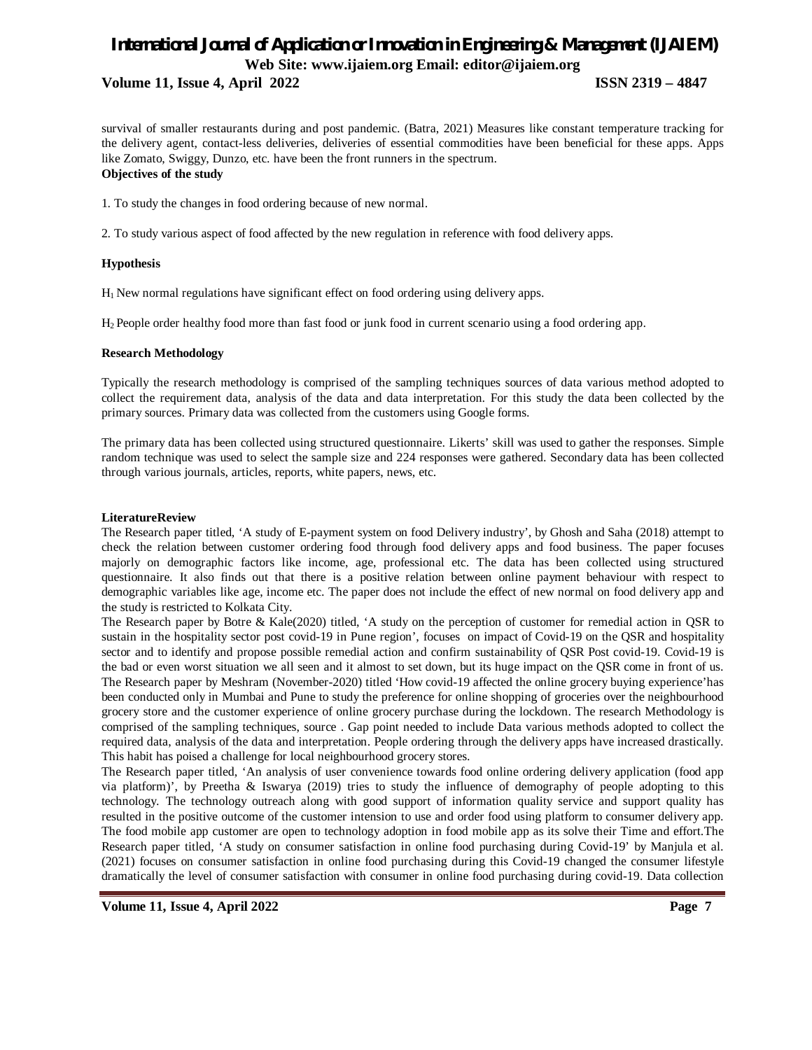survival of smaller restaurants during and post pandemic. (Batra, 2021) Measures like constant temperature tracking for the delivery agent, contact-less deliveries, deliveries of essential commodities have been beneficial for these apps. Apps like Zomato, Swiggy, Dunzo, etc. have been the front runners in the spectrum.

**Objectives of the study**

1. To study the changes in food ordering because of new normal.

2. To study various aspect of food affected by the new regulation in reference with food delivery apps.

**Hypothesis**

$H_1$ New normal regulations have significant effect on food ordering using delivery apps.

$H_2$ People order healthy food more than fast food or junk food in current scenario using a food ordering app.

**Research Methodology**

Typically the research methodology is comprised of the sampling techniques sources of data various method adopted to collect the requirement data, analysis of the data and data interpretation. For this study the data been collected by the primary sources. Primary data was collected from the customers using Google forms.

The primary data has been collected using structured questionnaire. Likerts' skill was used to gather the responses. Simple random technique was used to select the sample size and 224 responses were gathered. Secondary data has been collected through various journals, articles, reports, white papers, news, etc.

**LiteratureReview**

The Research paper titled, 'A study of E-payment system on food Delivery industry', by Ghosh and Saha (2018) attempt to check the relation between customer ordering food through food delivery apps and food business. The paper focuses majorly on demographic factors like income, age, professional etc. The data has been collected using structured questionnaire. It also finds out that there is a positive relation between online payment behaviour with respect to demographic variables like age, income etc. The paper does not include the effect of new normal on food delivery app and the study is restricted to Kolkata City.

The Research paper by Botre & Kale(2020) titled, 'A study on the perception of customer for remedial action in QSR to sustain in the hospitality sector post covid-19 in Pune region', focuses on impact of Covid-19 on the QSR and hospitality sector and to identify and propose possible remedial action and confirm sustainability of QSR Post covid-19. Covid-19 is the bad or even worst situation we all seen and it almost to set down, but its huge impact on the QSR come in front of us.

The Research paper by Meshram (November-2020) titled 'How covid-19 affected the online grocery buying experience'has been conducted only in Mumbai and Pune to study the preference for online shopping of groceries over the neighbourhood grocery store and the customer experience of online grocery purchase during the lockdown. The research Methodology is comprised of the sampling techniques, source . Gap point needed to include Data various methods adopted to collect the required data, analysis of the data and interpretation. People ordering through the delivery apps have increased drastically. This habit has poised a challenge for local neighbourhood grocery stores.

The Research paper titled, 'An analysis of user convenience towards food online ordering delivery application (food app via platform)', by Preetha & Iswarya (2019) tries to study the influence of demography of people adopting to this technology. The technology outreach along with good support of information quality service and support quality has resulted in the positive outcome of the customer intension to use and order food using platform to consumer delivery app. The food mobile app customer are open to technology adoption in food mobile app as its solve their Time and effort.The Research paper titled, 'A study on consumer satisfaction in online food purchasing during Covid-19' by Manjula et al. (2021) focuses on consumer satisfaction in online food purchasing during this Covid-19 changed the consumer lifestyle dramatically the level of consumer satisfaction with consumer in online food purchasing during covid-19. Data collection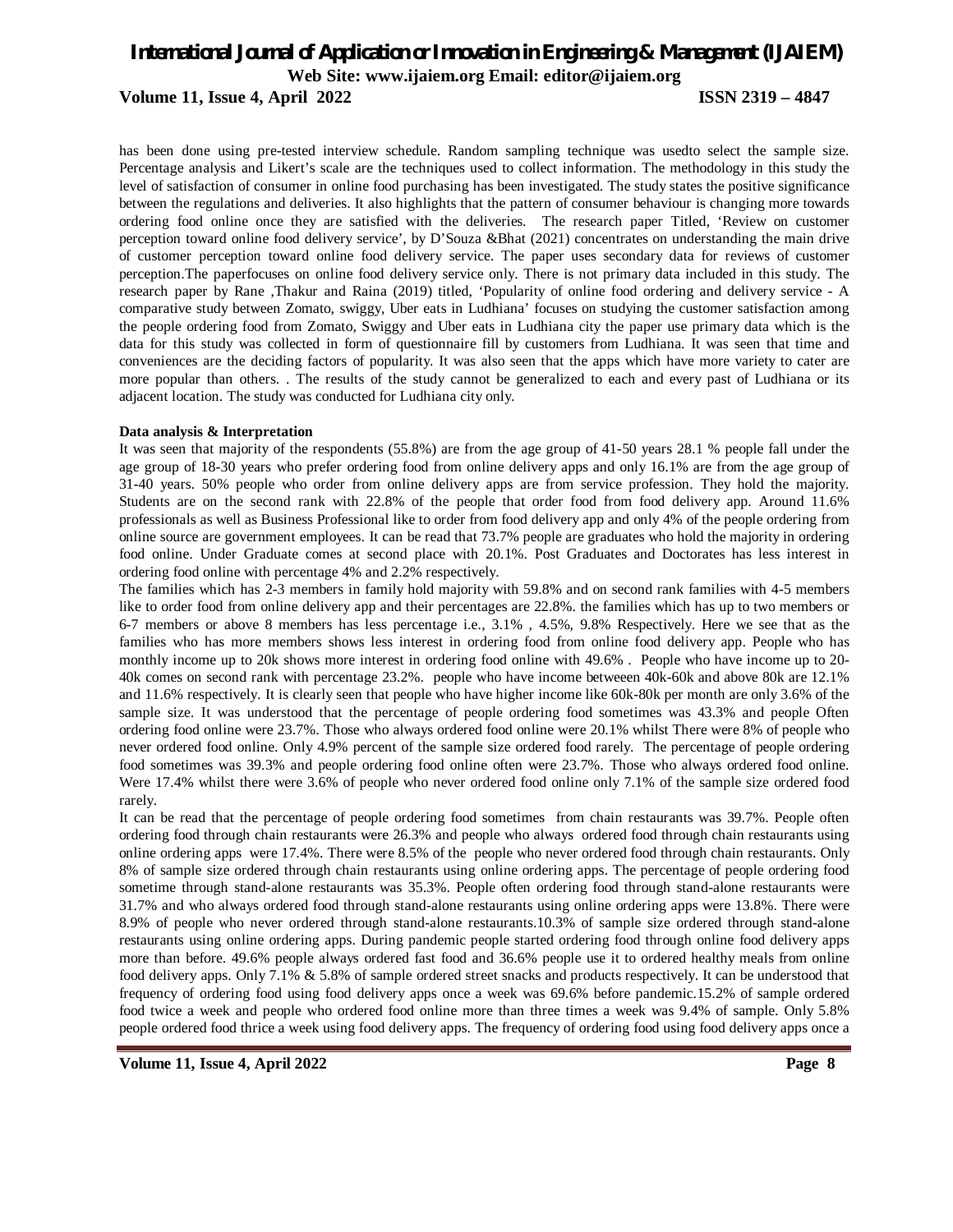has been done using pre-tested interview schedule. Random sampling technique was usedto select the sample size. Percentage analysis and Likert's scale are the techniques used to collect information. The methodology in this study the level of satisfaction of consumer in online food purchasing has been investigated. The study states the positive significance between the regulations and deliveries. It also highlights that the pattern of consumer behaviour is changing more towards ordering food online once they are satisfied with the deliveries. The research paper Titled, 'Review on customer perception toward online food delivery service', by D'Souza &Bhat (2021) concentrates on understanding the main drive of customer perception toward online food delivery service. The paper uses secondary data for reviews of customer perception.The paperfocuses on online food delivery service only. There is not primary data included in this study. The research paper by Rane ,Thakur and Raina (2019) titled, 'Popularity of online food ordering and delivery service - A comparative study between Zomato, swiggy, Uber eats in Ludhiana' focuses on studying the customer satisfaction among the people ordering food from Zomato, Swiggy and Uber eats in Ludhiana city the paper use primary data which is the data for this study was collected in form of questionnaire fill by customers from Ludhiana. It was seen that time and conveniences are the deciding factors of popularity. It was also seen that the apps which have more variety to cater are more popular than others. . The results of the study cannot be generalized to each and every past of Ludhiana or its adjacent location. The study was conducted for Ludhiana city only.

**Data analysis & Interpretation**

It was seen that majority of the respondents (55.8%) are from the age group of 41-50 years 28.1 % people fall under the age group of 18-30 years who prefer ordering food from online delivery apps and only 16.1% are from the age group of 31-40 years. 50% people who order from online delivery apps are from service profession. They hold the majority. Students are on the second rank with 22.8% of the people that order food from food delivery app. Around 11.6% professionals as well as Business Professional like to order from food delivery app and only 4% of the people ordering from online source are government employees. It can be read that 73.7% people are graduates who hold the majority in ordering food online. Under Graduate comes at second place with 20.1%. Post Graduates and Doctorates has less interest in ordering food online with percentage 4% and 2.2% respectively.

The families which has 2-3 members in family hold majority with 59.8% and on second rank families with 4-5 members like to order food from online delivery app and their percentages are 22.8%. the families which has up to two members or 6-7 members or above 8 members has less percentage i.e., 3.1% , 4.5%, 9.8% Respectively. Here we see that as the families who has more members shows less interest in ordering food from online food delivery app. People who has monthly income up to 20k shows more interest in ordering food online with 49.6% . People who have income up to 20-40k comes on second rank with percentage 23.2%. people who have income betweeen 40k-60k and above 80k are 12.1% and 11.6% respectively. It is clearly seen that people who have higher income like 60k-80k per month are only 3.6% of the sample size. It was understood that the percentage of people ordering food sometimes was 43.3% and people Often ordering food online were 23.7%. Those who always ordered food online were 20.1% whilst There were 8% of people who never ordered food online. Only 4.9% percent of the sample size ordered food rarely. The percentage of people ordering food sometimes was 39.3% and people ordering food online often were 23.7%. Those who always ordered food online. Were 17.4% whilst there were 3.6% of people who never ordered food online only 7.1% of the sample size ordered food rarely.

It can be read that the percentage of people ordering food sometimes from chain restaurants was 39.7%. People often ordering food through chain restaurants were 26.3% and people who always ordered food through chain restaurants using online ordering apps were 17.4%. There were 8.5% of the people who never ordered food through chain restaurants. Only 8% of sample size ordered through chain restaurants using online ordering apps. The percentage of people ordering food sometime through stand-alone restaurants was 35.3%. People often ordering food through stand-alone restaurants were 31.7% and who always ordered food through stand-alone restaurants using online ordering apps were 13.8%. There were 8.9% of people who never ordered through stand-alone restaurants.10.3% of sample size ordered through stand-alone restaurants using online ordering apps. During pandemic people started ordering food through online food delivery apps more than before. 49.6% people always ordered fast food and 36.6% people use it to ordered healthy meals from online food delivery apps. Only 7.1% & 5.8% of sample ordered street snacks and products respectively. It can be understood that frequency of ordering food using food delivery apps once a week was 69.6% before pandemic.15.2% of sample ordered food twice a week and people who ordered food online more than three times a week was 9.4% of sample. Only 5.8% people ordered food thrice a week using food delivery apps. The frequency of ordering food using food delivery apps once a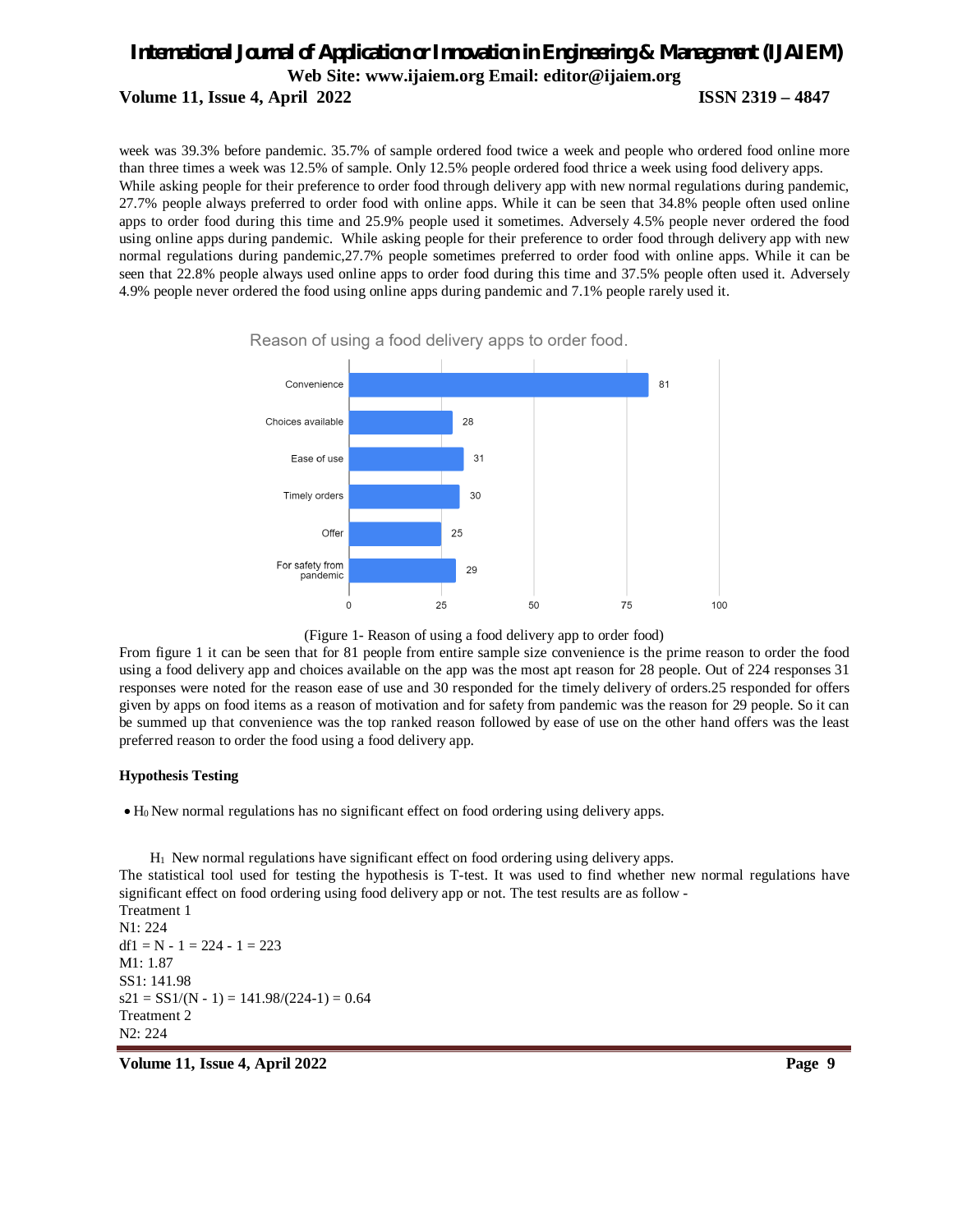week was 39.3% before pandemic. 35.7% of sample ordered food twice a week and people who ordered food online more than three times a week was 12.5% of sample. Only 12.5% people ordered food thrice a week using food delivery apps. While asking people for their preference to order food through delivery app with new normal regulations during pandemic, 27.7% people always preferred to order food with online apps. While it can be seen that 34.8% people often used online apps to order food during this time and 25.9% people used it sometimes. Adversely 4.5% people never ordered the food using online apps during pandemic. While asking people for their preference to order food through delivery app with new normal regulations during pandemic,27.7% people sometimes preferred to order food with online apps. While it can be seen that 22.8% people always used online apps to order food during this time and 37.5% people often used it. Adversely 4.9% people never ordered the food using online apps during pandemic and 7.1% people rarely used it.

(Figure 1- Reason of using a food delivery app to order food)

From figure 1 it can be seen that for 81 people from entire sample size convenience is the prime reason to order the food using a food delivery app and choices available on the app was the most apt reason for 28 people. Out of 224 responses 31 responses were noted for the reason ease of use and 30 responded for the timely delivery of orders.25 responded for offers given by apps on food items as a reason of motivation and for safety from pandemic was the reason for 29 people. So it can be summed up that convenience was the top ranked reason followed by ease of use on the other hand offers was the least preferred reason to order the food using a food delivery app.

**Hypothesis Testing**

- $H_0$ New normal regulations has no significant effect on food ordering using delivery apps.

$H_1$ New normal regulations have significant effect on food ordering using delivery apps.

The statistical tool used for testing the hypothesis is T-test. It was used to find whether new normal regulations have significant effect on food ordering using food delivery app or not. The test results are as follow -

Treatment 1

$N_1$: 224

$df_1 = N - 1 = 224 - 1 = 223$

$M_1$: 1.87

$SS_1$: 141.98

$s^2_1 = SS_1/(N - 1) = 141.98/(224-1) = 0.64$

Treatment 2

$N_2$: 224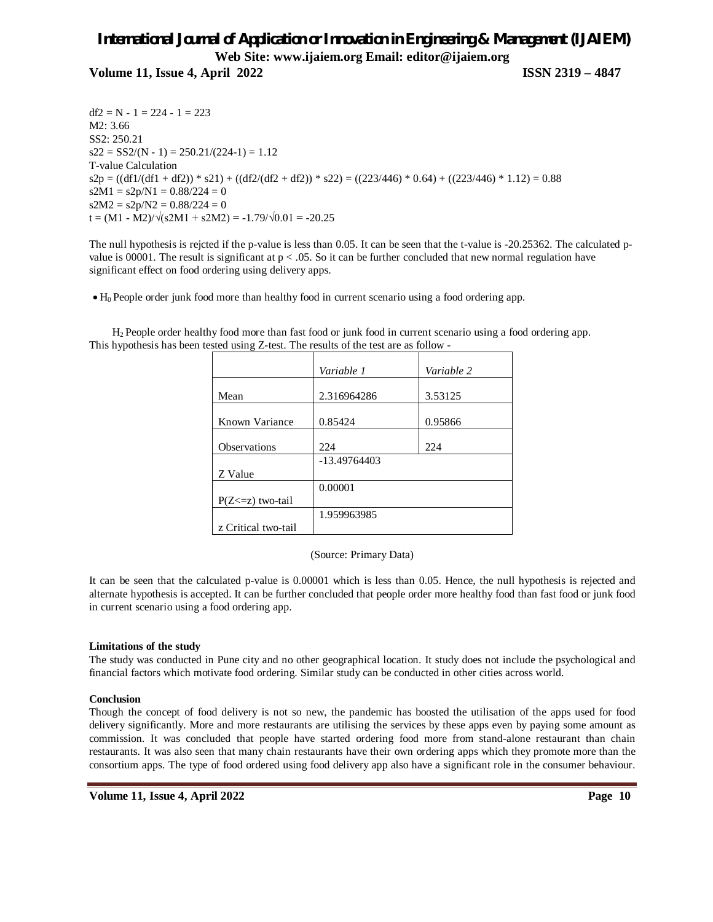$df2 = N - 1 = 224 - 1 = 223$

M2: 3.66

SS2: 250.21

$s22 = SS2/(N - 1) = 250.21/(224-1) = 1.12$

T-value Calculation

$s2p = ((df1/(df1 + df2)) * s21) + ((df2/(df2 + df2)) * s22) = ((223/446) * 0.64) + ((223/446) * 1.12) = 0.88$

$s2M1 = s2p/N1 = 0.88/224 = 0$

$s2M2 = s2p/N2 = 0.88/224 = 0$

$t = (M1 - M2)/\sqrt{(s2M1 + s2M2)} = -1.79/\sqrt{0.01} = -20.25$

The null hypothesis is rejcted if the p-value is less than 0.05. It can be seen that the t-value is -20.25362. The calculated p-value is 00001. The result is significant at $p < .05$. So it can be further concluded that new normal regulation have significant effect on food ordering using delivery apps.

- $H_0$ People order junk food more than healthy food in current scenario using a food ordering app.

$H_2$ People order healthy food more than fast food or junk food in current scenario using a food ordering app. This hypothesis has been tested using Z-test. The results of the test are as follow -

| | *Variable 1* | *Variable 2* |
|---|---|---|
| Mean | 2.316964286 | 3.53125 |
| Known Variance | 0.85424 | 0.95866 |
| Observations | 224 | 224 |
| Z Value | -13.49764403 | |
| P(Z<=z) two-tail | 0.00001 | |
| z Critical two-tail | 1.959963985 | |

(Source: Primary Data)

It can be seen that the calculated p-value is 0.00001 which is less than 0.05. Hence, the null hypothesis is rejected and alternate hypothesis is accepted. It can be further concluded that people order more healthy food than fast food or junk food in current scenario using a food ordering app.

**Limitations of the study**

The study was conducted in Pune city and no other geographical location. It study does not include the psychological and financial factors which motivate food ordering. Similar study can be conducted in other cities across world.

**Conclusion**

Though the concept of food delivery is not so new, the pandemic has boosted the utilisation of the apps used for food delivery significantly. More and more restaurants are utilising the services by these apps even by paying some amount as commission. It was concluded that people have started ordering food more from stand-alone restaurant than chain restaurants. It was also seen that many chain restaurants have their own ordering apps which they promote more than the consortium apps. The type of food ordered using food delivery app also have a significant role in the consumer behaviour.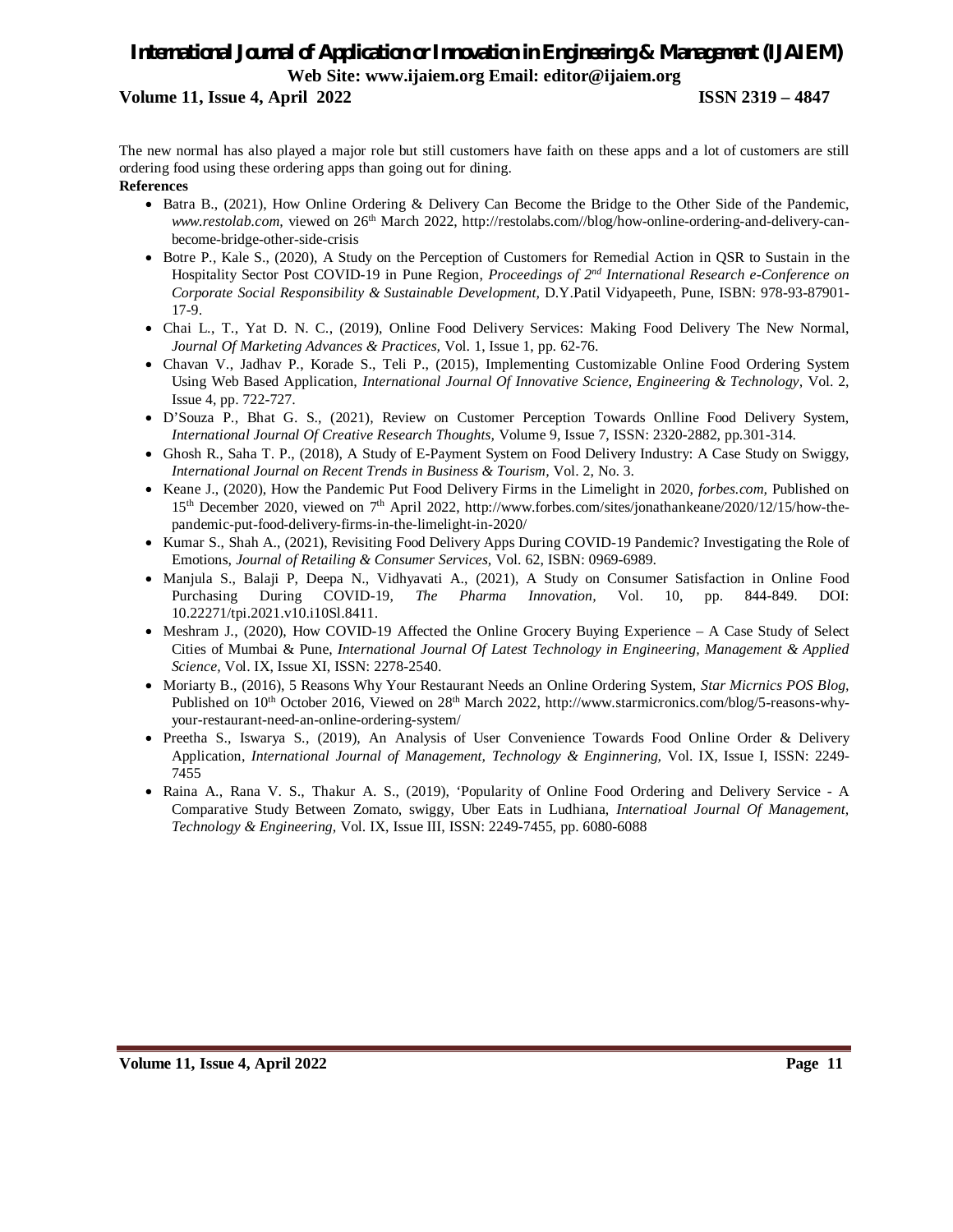The new normal has also played a major role but still customers have faith on these apps and a lot of customers are still ordering food using these ordering apps than going out for dining.

**References**

- Batra B., (2021), How Online Ordering & Delivery Can Become the Bridge to the Other Side of the Pandemic, *www.restolab.com,* viewed on 26th March 2022, http://restolabs.com//blog/how-online-ordering-and-delivery-can-become-bridge-other-side-crisis
- Botre P., Kale S., (2020), A Study on the Perception of Customers for Remedial Action in QSR to Sustain in the Hospitality Sector Post COVID-19 in Pune Region, *Proceedings of 2nd International Research e-Conference on Corporate Social Responsibility & Sustainable Development,* D.Y.Patil Vidyapeeth, Pune, ISBN: 978-93-87901-17-9.
- Chai L., T., Yat D. N. C., (2019), Online Food Delivery Services: Making Food Delivery The New Normal, *Journal Of Marketing Advances & Practices,* Vol. 1, Issue 1, pp. 62-76.
- Chavan V., Jadhav P., Korade S., Teli P., (2015), Implementing Customizable Online Food Ordering System Using Web Based Application, *International Journal Of Innovative Science, Engineering & Technology,* Vol. 2, Issue 4, pp. 722-727.
- D'Souza P., Bhat G. S., (2021), Review on Customer Perception Towards Onlline Food Delivery System, *International Journal Of Creative Research Thoughts,* Volume 9, Issue 7, ISSN: 2320-2882, pp.301-314.
- Ghosh R., Saha T. P., (2018), A Study of E-Payment System on Food Delivery Industry: A Case Study on Swiggy, *International Journal on Recent Trends in Business & Tourism,* Vol. 2, No. 3.
- Keane J., (2020), How the Pandemic Put Food Delivery Firms in the Limelight in 2020, *forbes.com,* Published on 15th December 2020, viewed on 7th April 2022, http://www.forbes.com/sites/jonathankeane/2020/12/15/how-the-pandemic-put-food-delivery-firms-in-the-limelight-in-2020/
- Kumar S., Shah A., (2021), Revisiting Food Delivery Apps During COVID-19 Pandemic? Investigating the Role of Emotions, *Journal of Retailing & Consumer Services,* Vol. 62, ISBN: 0969-6989.
- Manjula S., Balaji P, Deepa N., Vidhyavati A., (2021), A Study on Consumer Satisfaction in Online Food Purchasing During COVID-19, *The Pharma Innovation,* Vol. 10, pp. 844-849. DOI: 10.22271/tpi.2021.v10.i10Sl.8411.
- Meshram J., (2020), How COVID-19 Affected the Online Grocery Buying Experience – A Case Study of Select Cities of Mumbai & Pune, *International Journal Of Latest Technology in Engineering, Management & Applied Science,* Vol. IX, Issue XI, ISSN: 2278-2540.
- Moriarty B., (2016), 5 Reasons Why Your Restaurant Needs an Online Ordering System, *Star Micrnics POS Blog,* Published on 10th October 2016, Viewed on 28th March 2022, http://www.starmicronics.com/blog/5-reasons-why-your-restaurant-need-an-online-ordering-system/
- Preetha S., Iswarya S., (2019), An Analysis of User Convenience Towards Food Online Order & Delivery Application, *International Journal of Management, Technology & Enginnering,* Vol. IX, Issue I, ISSN: 2249-7455
- Raina A., Rana V. S., Thakur A. S., (2019), 'Popularity of Online Food Ordering and Delivery Service - A Comparative Study Between Zomato, swiggy, Uber Eats in Ludhiana, *Internatioal Journal Of Management, Technology & Engineering,* Vol. IX, Issue III, ISSN: 2249-7455, pp. 6080-6088